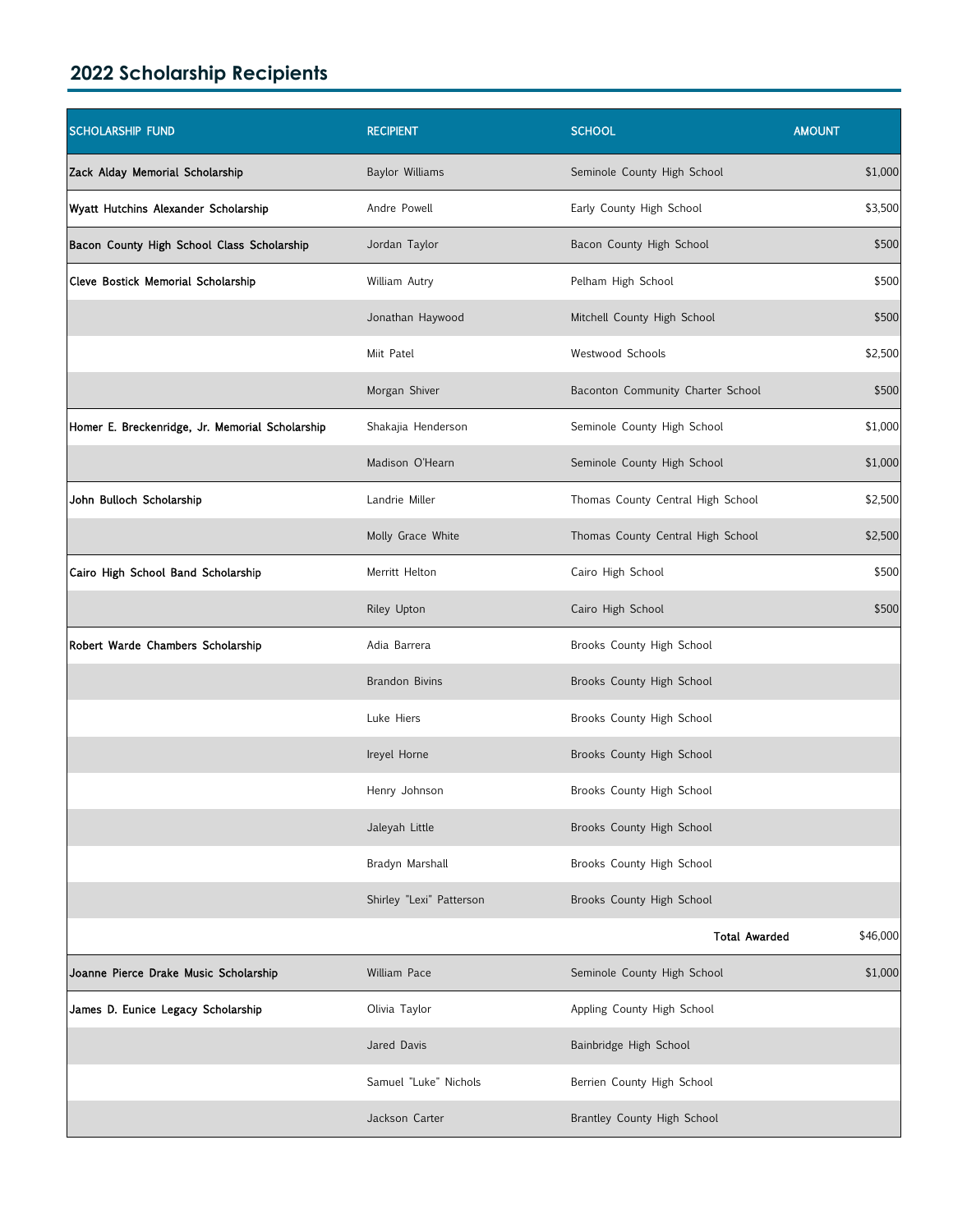## 2022 Scholarship Recipients

| SCHOLARSHIP FUND | RECIPIENT | SCHOOL | AMOUNT |
|---|---|---|---|
| **Zack Alday Memorial Scholarship** | Baylor Williams | Seminole County High School | $1,000 |
| **Wyatt Hutchins Alexander Scholarship** | Andre Powell | Early County High School | $3,500 |
| **Bacon County High School Class Scholarship** | Jordan Taylor | Bacon County High School | $500 |
| **Cleve Bostick Memorial Scholarship** | William Autry | Pelham High School | $500 |
| | Jonathan Haywood | Mitchell County High School | $500 |
| | Miit Patel | Westwood Schools | $2,500 |
| | Morgan Shiver | Baconton Community Charter School | $500 |
| **Homer E. Breckenridge, Jr. Memorial Scholarship** | Shakajia Henderson | Seminole County High School | $1,000 |
| | Madison O'Hearn | Seminole County High School | $1,000 |
| **John Bulloch Scholarship** | Landrie Miller | Thomas County Central High School | $2,500 |
| | Molly Grace White | Thomas County Central High School | $2,500 |
| **Cairo High School Band Scholarship** | Merritt Helton | Cairo High School | $500 |
| | Riley Upton | Cairo High School | $500 |
| **Robert Warde Chambers Scholarship** | Adia Barrera | Brooks County High School | |
| | Brandon Bivins | Brooks County High School | |
| | Luke Hiers | Brooks County High School | |
| | Ireyel Horne | Brooks County High School | |
| | Henry Johnson | Brooks County High School | |
| | Jaleyah Little | Brooks County High School | |
| | Bradyn Marshall | Brooks County High School | |
| | Shirley "Lexi" Patterson | Brooks County High School | |
| | | **Total Awarded** | $46,000 |
| **Joanne Pierce Drake Music Scholarship** | William Pace | Seminole County High School | $1,000 |
| **James D. Eunice Legacy Scholarship** | Olivia Taylor | Appling County High School | |
| | Jared Davis | Bainbridge High School | |
| | Samuel "Luke" Nichols | Berrien County High School | |
| | Jackson Carter | Brantley County High School | |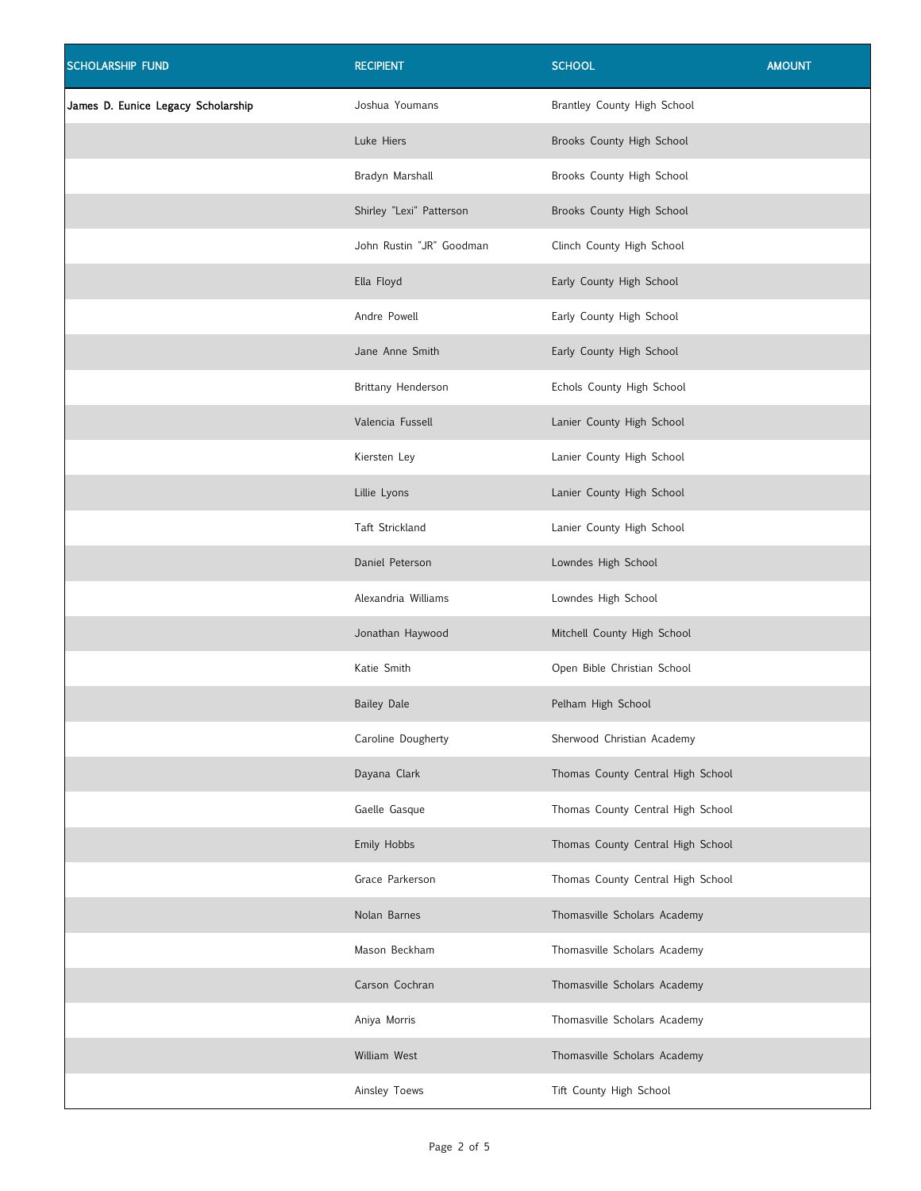| SCHOLARSHIP FUND | RECIPIENT | SCHOOL | AMOUNT |
|---|---|---|---|
| **James D. Eunice Legacy Scholarship** | Joshua Youmans | Brantley County High School | |
| | Luke Hiers | Brooks County High School | |
| | Bradyn Marshall | Brooks County High School | |
| | Shirley "Lexi" Patterson | Brooks County High School | |
| | John Rustin "JR" Goodman | Clinch County High School | |
| | Ella Floyd | Early County High School | |
| | Andre Powell | Early County High School | |
| | Jane Anne Smith | Early County High School | |
| | Brittany Henderson | Echols County High School | |
| | Valencia Fussell | Lanier County High School | |
| | Kiersten Ley | Lanier County High School | |
| | Lillie Lyons | Lanier County High School | |
| | Taft Strickland | Lanier County High School | |
| | Daniel Peterson | Lowndes High School | |
| | Alexandria Williams | Lowndes High School | |
| | Jonathan Haywood | Mitchell County High School | |
| | Katie Smith | Open Bible Christian School | |
| | Bailey Dale | Pelham High School | |
| | Caroline Dougherty | Sherwood Christian Academy | |
| | Dayana Clark | Thomas County Central High School | |
| | Gaelle Gasque | Thomas County Central High School | |
| | Emily Hobbs | Thomas County Central High School | |
| | Grace Parkerson | Thomas County Central High School | |
| | Nolan Barnes | Thomasville Scholars Academy | |
| | Mason Beckham | Thomasville Scholars Academy | |
| | Carson Cochran | Thomasville Scholars Academy | |
| | Aniya Morris | Thomasville Scholars Academy | |
| | William West | Thomasville Scholars Academy | |
| | Ainsley Toews | Tift County High School | |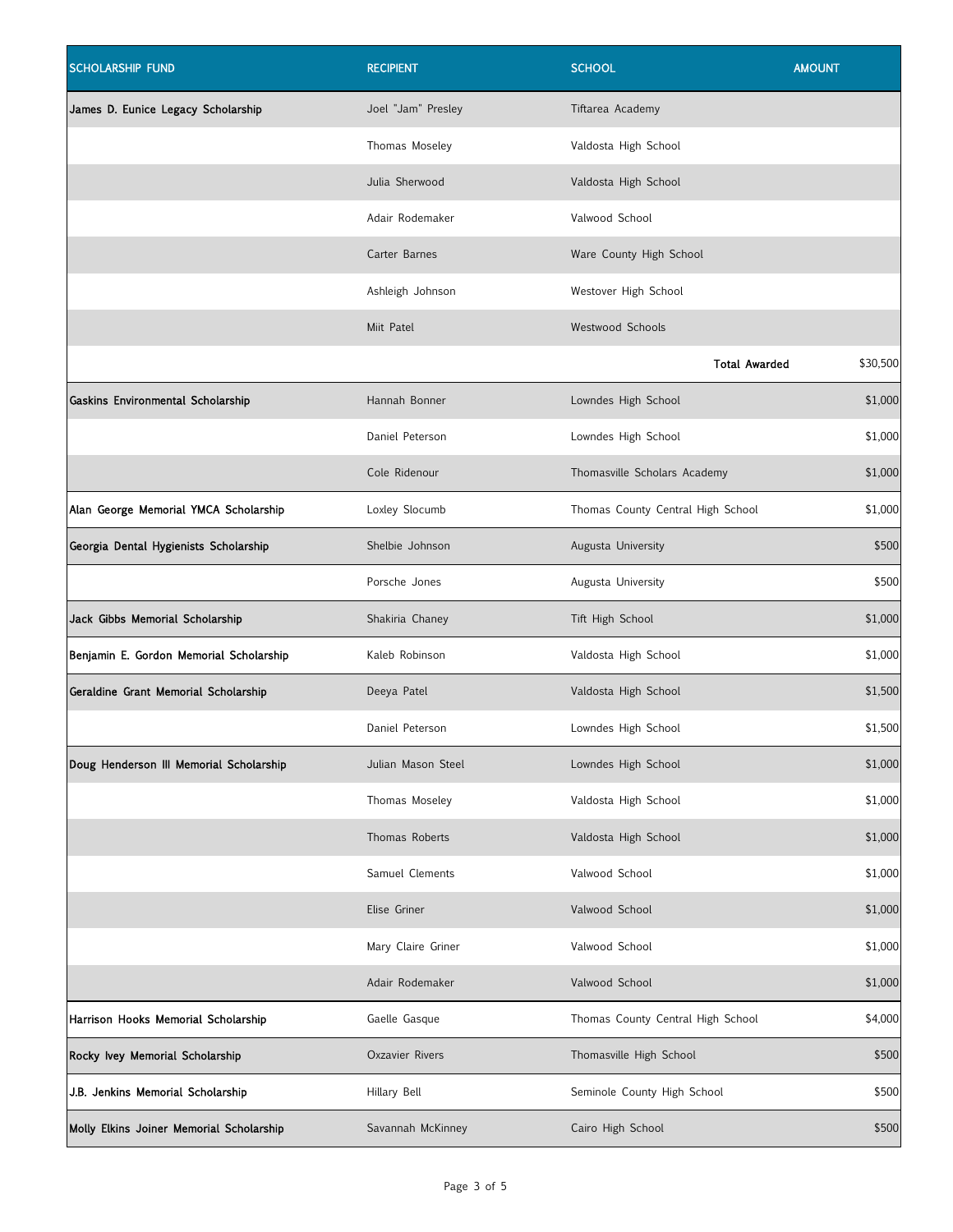| SCHOLARSHIP FUND | RECIPIENT | SCHOOL | AMOUNT |
|---|---|---|---|
| **James D. Eunice Legacy Scholarship** | Joel "Jam" Presley | Tiftarea Academy | |
| | Thomas Moseley | Valdosta High School | |
| | Julia Sherwood | Valdosta High School | |
| | Adair Rodemaker | Valwood School | |
| | Carter Barnes | Ware County High School | |
| | Ashleigh Johnson | Westover High School | |
| | Miit Patel | Westwood Schools | |
| | | **Total Awarded** | $30,500 |
| **Gaskins Environmental Scholarship** | Hannah Bonner | Lowndes High School | $1,000 |
| | Daniel Peterson | Lowndes High School | $1,000 |
| | Cole Ridenour | Thomasville Scholars Academy | $1,000 |
| **Alan George Memorial YMCA Scholarship** | Loxley Slocumb | Thomas County Central High School | $1,000 |
| **Georgia Dental Hygienists Scholarship** | Shelbie Johnson | Augusta University | $500 |
| | Porsche Jones | Augusta University | $500 |
| **Jack Gibbs Memorial Scholarship** | Shakiria Chaney | Tift High School | $1,000 |
| **Benjamin E. Gordon Memorial Scholarship** | Kaleb Robinson | Valdosta High School | $1,000 |
| **Geraldine Grant Memorial Scholarship** | Deeya Patel | Valdosta High School | $1,500 |
| | Daniel Peterson | Lowndes High School | $1,500 |
| **Doug Henderson III Memorial Scholarship** | Julian Mason Steel | Lowndes High School | $1,000 |
| | Thomas Moseley | Valdosta High School | $1,000 |
| | Thomas Roberts | Valdosta High School | $1,000 |
| | Samuel Clements | Valwood School | $1,000 |
| | Elise Griner | Valwood School | $1,000 |
| | Mary Claire Griner | Valwood School | $1,000 |
| | Adair Rodemaker | Valwood School | $1,000 |
| **Harrison Hooks Memorial Scholarship** | Gaelle Gasque | Thomas County Central High School | $4,000 |
| **Rocky Ivey Memorial Scholarship** | Oxzavier Rivers | Thomasville High School | $500 |
| **J.B. Jenkins Memorial Scholarship** | Hillary Bell | Seminole County High School | $500 |
| **Molly Elkins Joiner Memorial Scholarship** | Savannah McKinney | Cairo High School | $500 |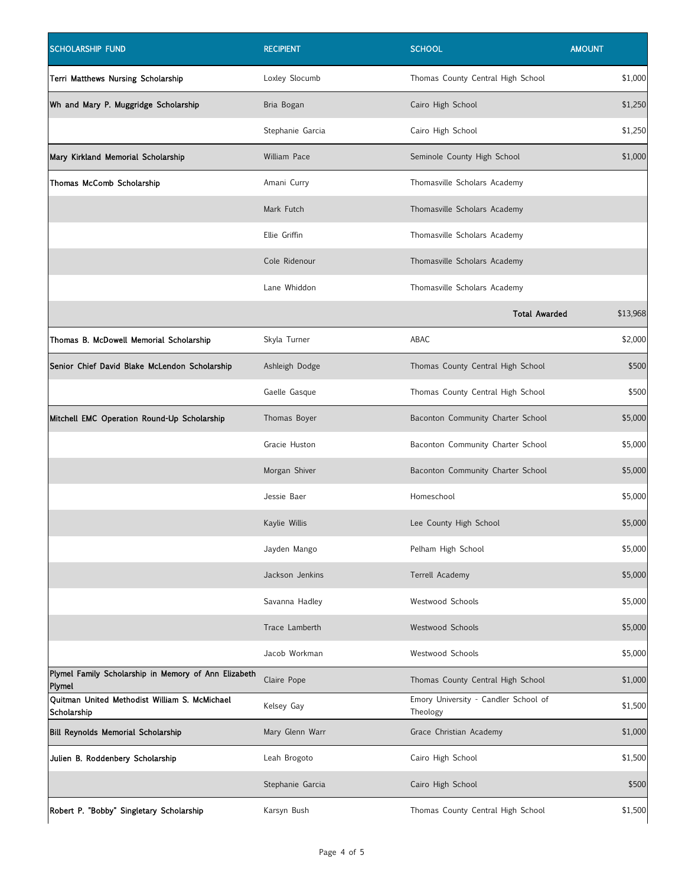| SCHOLARSHIP FUND | RECIPIENT | SCHOOL | AMOUNT |
|---|---|---|---|
| Terri Matthews Nursing Scholarship | Loxley Slocumb | Thomas County Central High School | $1,000 |
| Wh and Mary P. Muggridge Scholarship | Bria Bogan | Cairo High School | $1,250 |
| | Stephanie Garcia | Cairo High School | $1,250 |
| Mary Kirkland Memorial Scholarship | William Pace | Seminole County High School | $1,000 |
| Thomas McComb Scholarship | Amani Curry | Thomasville Scholars Academy | |
| | Mark Futch | Thomasville Scholars Academy | |
| | Ellie Griffin | Thomasville Scholars Academy | |
| | Cole Ridenour | Thomasville Scholars Academy | |
| | Lane Whiddon | Thomasville Scholars Academy | |
| | | **Total Awarded** | $13,968 |
| Thomas B. McDowell Memorial Scholarship | Skyla Turner | ABAC | $2,000 |
| Senior Chief David Blake McLendon Scholarship | Ashleigh Dodge | Thomas County Central High School | $500 |
| | Gaelle Gasque | Thomas County Central High School | $500 |
| Mitchell EMC Operation Round-Up Scholarship | Thomas Boyer | Baconton Community Charter School | $5,000 |
| | Gracie Huston | Baconton Community Charter School | $5,000 |
| | Morgan Shiver | Baconton Community Charter School | $5,000 |
| | Jessie Baer | Homeschool | $5,000 |
| | Kaylie Willis | Lee County High School | $5,000 |
| | Jayden Mango | Pelham High School | $5,000 |
| | Jackson Jenkins | Terrell Academy | $5,000 |
| | Savanna Hadley | Westwood Schools | $5,000 |
| | Trace Lamberth | Westwood Schools | $5,000 |
| | Jacob Workman | Westwood Schools | $5,000 |
| Plymel Family Scholarship in Memory of Ann Elizabeth Plymel | Claire Pope | Thomas County Central High School | $1,000 |
| Quitman United Methodist William S. McMichael Scholarship | Kelsey Gay | Emory University - Candler School of Theology | $1,500 |
| Bill Reynolds Memorial Scholarship | Mary Glenn Warr | Grace Christian Academy | $1,000 |
| Julien B. Roddenbery Scholarship | Leah Brogoto | Cairo High School | $1,500 |
| | Stephanie Garcia | Cairo High School | $500 |
| Robert P. "Bobby" Singletary Scholarship | Karsyn Bush | Thomas County Central High School | $1,500 |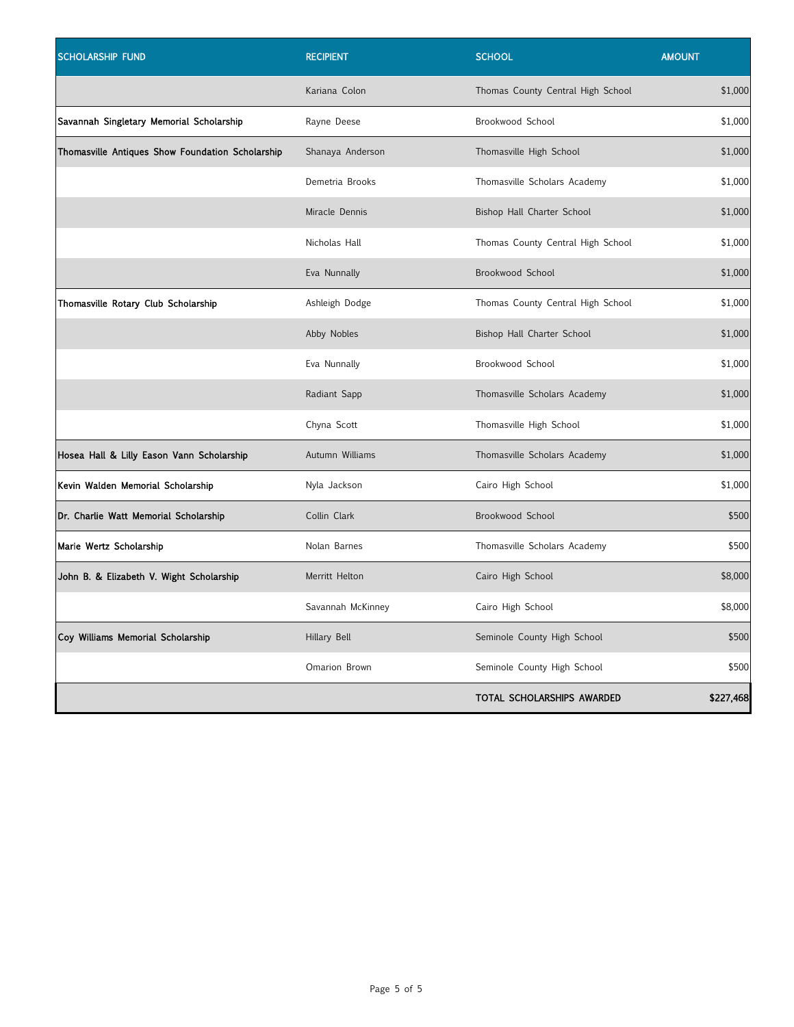| SCHOLARSHIP FUND | RECIPIENT | SCHOOL | AMOUNT |
|---|---|---|---|
| | Kariana Colon | Thomas County Central High School | $1,000 |
| **Savannah Singletary Memorial Scholarship** | Rayne Deese | Brookwood School | $1,000 |
| **Thomasville Antiques Show Foundation Scholarship** | Shanaya Anderson | Thomasville High School | $1,000 |
| | Demetria Brooks | Thomasville Scholars Academy | $1,000 |
| | Miracle Dennis | Bishop Hall Charter School | $1,000 |
| | Nicholas Hall | Thomas County Central High School | $1,000 |
| | Eva Nunnally | Brookwood School | $1,000 |
| **Thomasville Rotary Club Scholarship** | Ashleigh Dodge | Thomas County Central High School | $1,000 |
| | Abby Nobles | Bishop Hall Charter School | $1,000 |
| | Eva Nunnally | Brookwood School | $1,000 |
| | Radiant Sapp | Thomasville Scholars Academy | $1,000 |
| | Chyna Scott | Thomasville High School | $1,000 |
| **Hosea Hall & Lilly Eason Vann Scholarship** | Autumn Williams | Thomasville Scholars Academy | $1,000 |
| **Kevin Walden Memorial Scholarship** | Nyla Jackson | Cairo High School | $1,000 |
| **Dr. Charlie Watt Memorial Scholarship** | Collin Clark | Brookwood School | $500 |
| **Marie Wertz Scholarship** | Nolan Barnes | Thomasville Scholars Academy | $500 |
| **John B. & Elizabeth V. Wight Scholarship** | Merritt Helton | Cairo High School | $8,000 |
| | Savannah McKinney | Cairo High School | $8,000 |
| **Coy Williams Memorial Scholarship** | Hillary Bell | Seminole County High School | $500 |
| | Omarion Brown | Seminole County High School | $500 |
| | | **TOTAL SCHOLARSHIPS AWARDED** | **$227,468** |